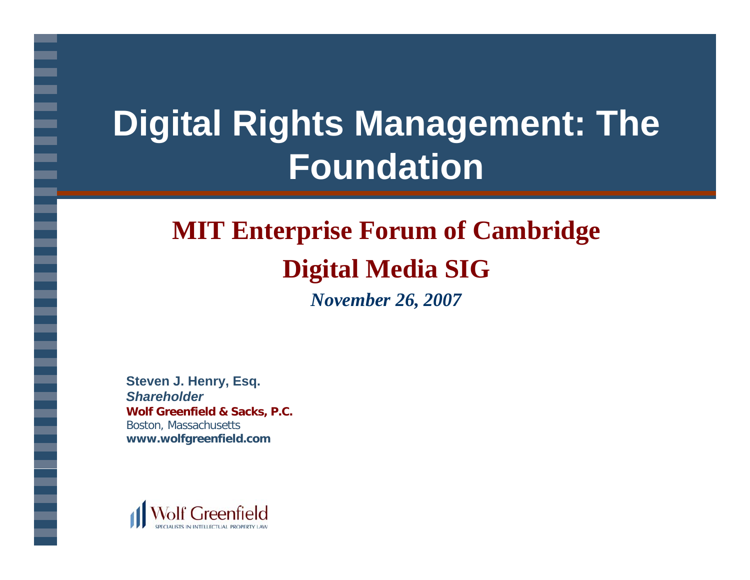# Digital Rights Management: The Foundation

## MIT Enterprise Forum of Cambridge

## Digital Media SIG

***November 26, 2007***

**Steven J. Henry, Esq.**
***Shareholder***
**Wolf Greenfield & Sacks, P.C.**
Boston, Massachusetts
**www.wolfgreenfield.com**

Wolf Greenfield
SPECIALISTS IN INTELLECTUAL PROPERTY LAW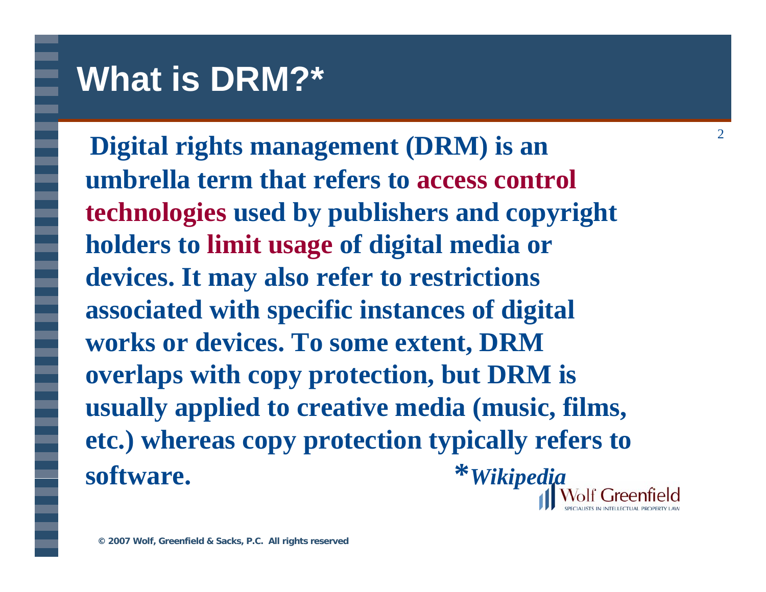# What is DRM?*

**Digital rights management (DRM) is an umbrella term that refers to access control technologies used by publishers and copyright holders to limit usage of digital media or devices. It may also refer to restrictions associated with specific instances of digital works or devices. To some extent, DRM overlaps with copy protection, but DRM is usually applied to creative media (music, films, etc.) whereas copy protection typically refers to software.**

***Wikipedia**

Wolf Greenfield
SPECIALISTS IN INTELLECTUAL PROPERTY LAW

© 2007 Wolf, Greenfield & Sacks, P.C. All rights reserved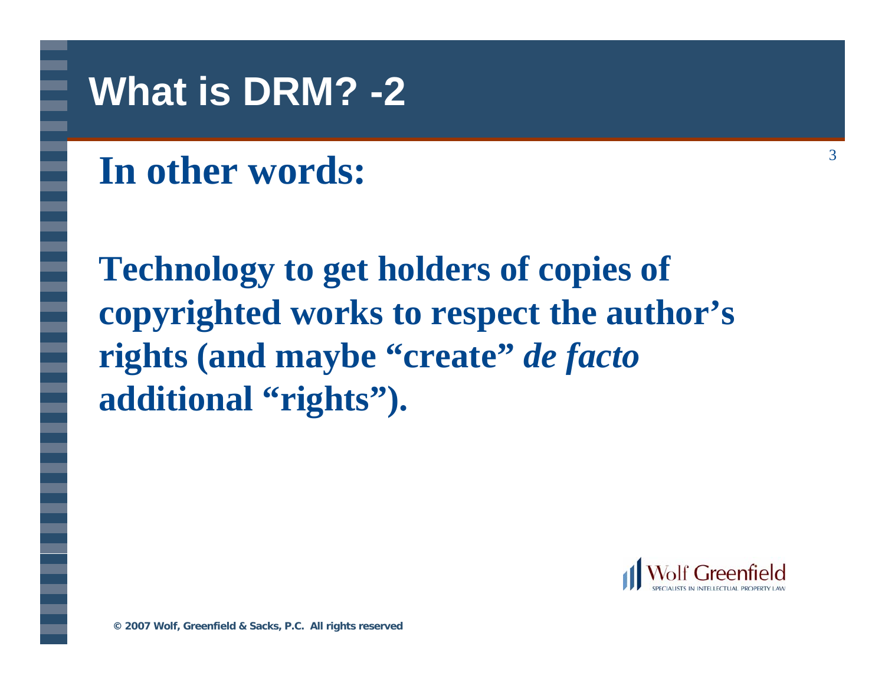# What is DRM? -2

## In other words:

**Technology to get holders of copies of copyrighted works to respect the author's rights (and maybe "create"** ***de facto*** **additional "rights").**

© 2007 Wolf, Greenfield & Sacks, P.C. All rights reserved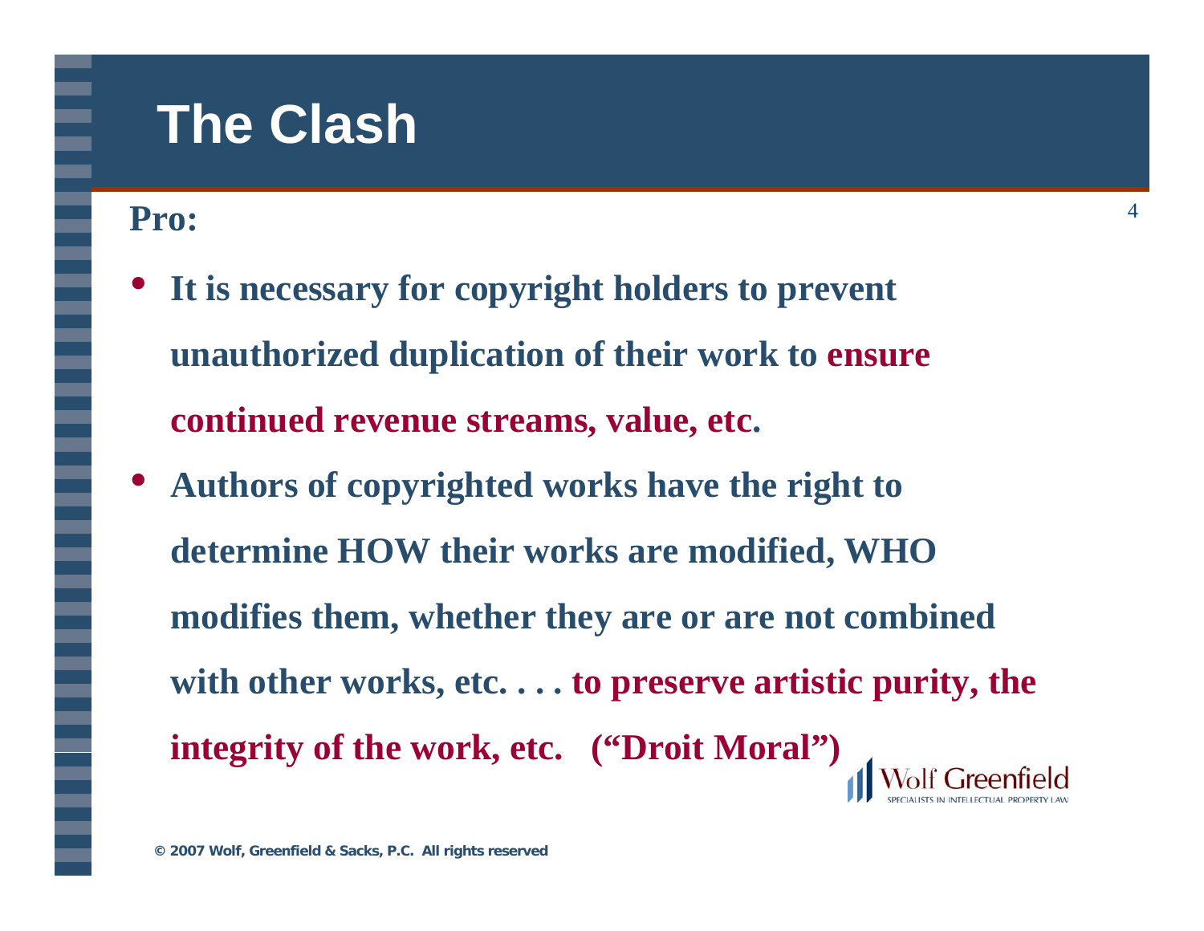# The Clash

**Pro:**

- **It is necessary for copyright holders to prevent unauthorized duplication of their work to ensure continued revenue streams, value, etc.**
- **Authors of copyrighted works have the right to determine HOW their works are modified, WHO modifies them, whether they are or are not combined with other works, etc. . . . to preserve artistic purity, the integrity of the work, etc. ("Droit Moral")**

© 2007 Wolf, Greenfield & Sacks, P.C. All rights reserved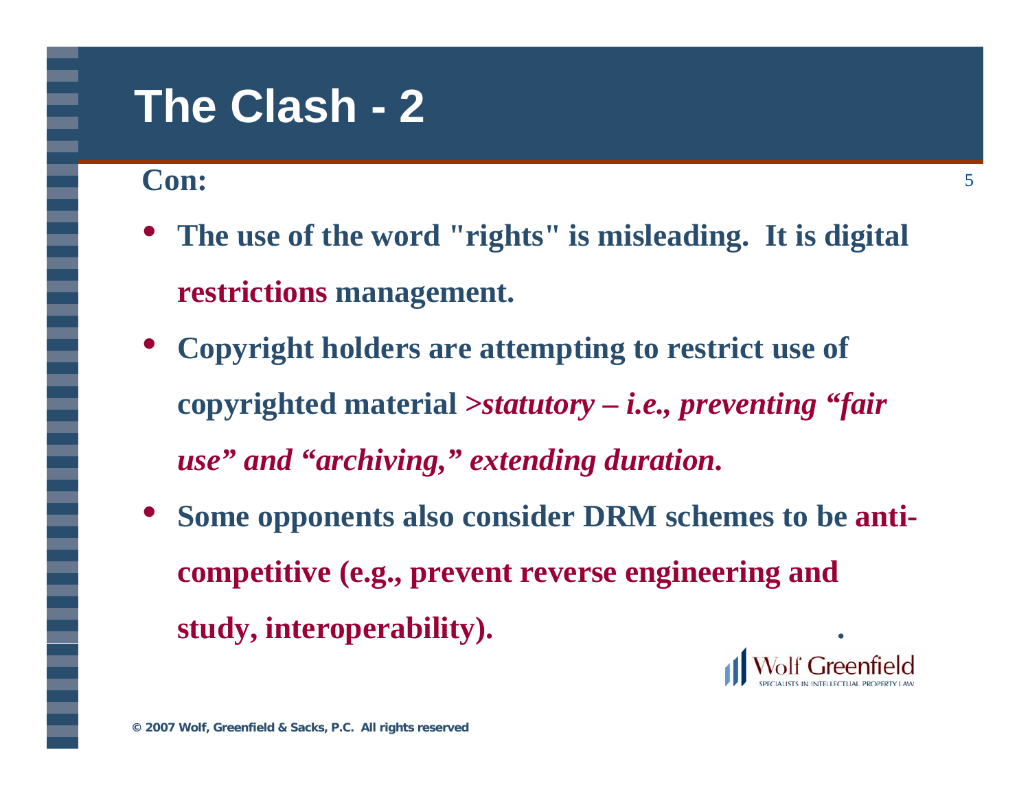# The Clash - 2

**Con:**

- **The use of the word "rights" is misleading. It is digital restrictions management.**
- **Copyright holders are attempting to restrict use of copyrighted material *>statutory – i.e., preventing "fair use" and "archiving," extending duration.***
- **Some opponents also consider DRM schemes to be anti-competitive (e.g., prevent reverse engineering and study, interoperability).**

© 2007 Wolf, Greenfield & Sacks, P.C. All rights reserved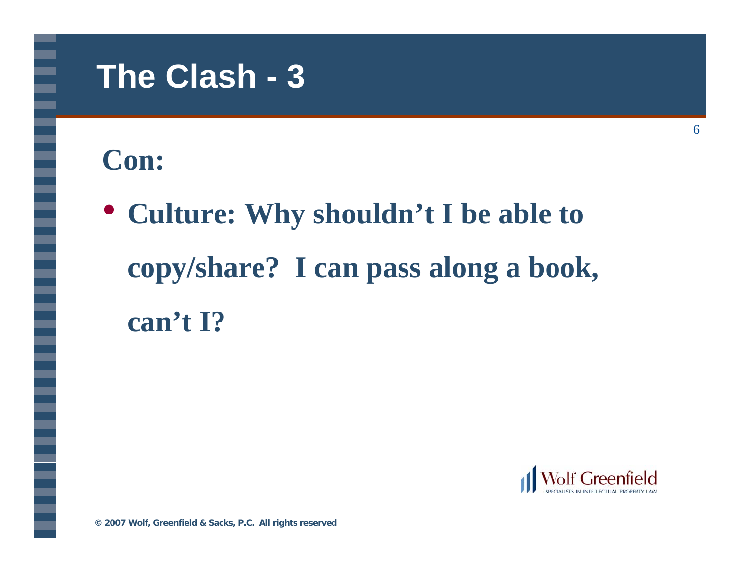# The Clash - 3

**Con:**

- **Culture: Why shouldn't I be able to copy/share? I can pass along a book, can't I?**

© 2007 Wolf, Greenfield & Sacks, P.C. All rights reserved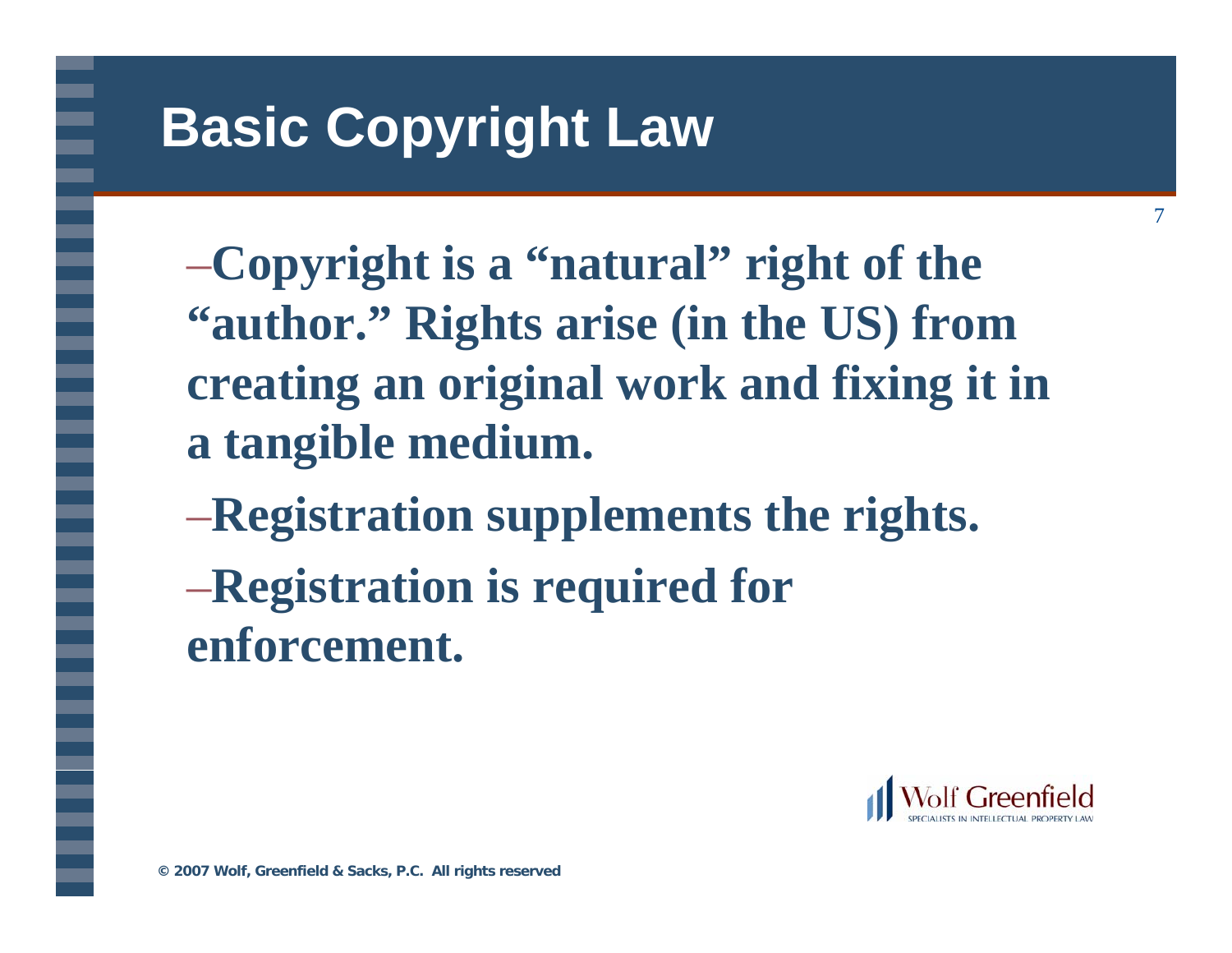# Basic Copyright Law

- **Copyright is a "natural" right of the "author." Rights arise (in the US) from creating an original work and fixing it in a tangible medium.**
- **Registration supplements the rights.**
- **Registration is required for enforcement.**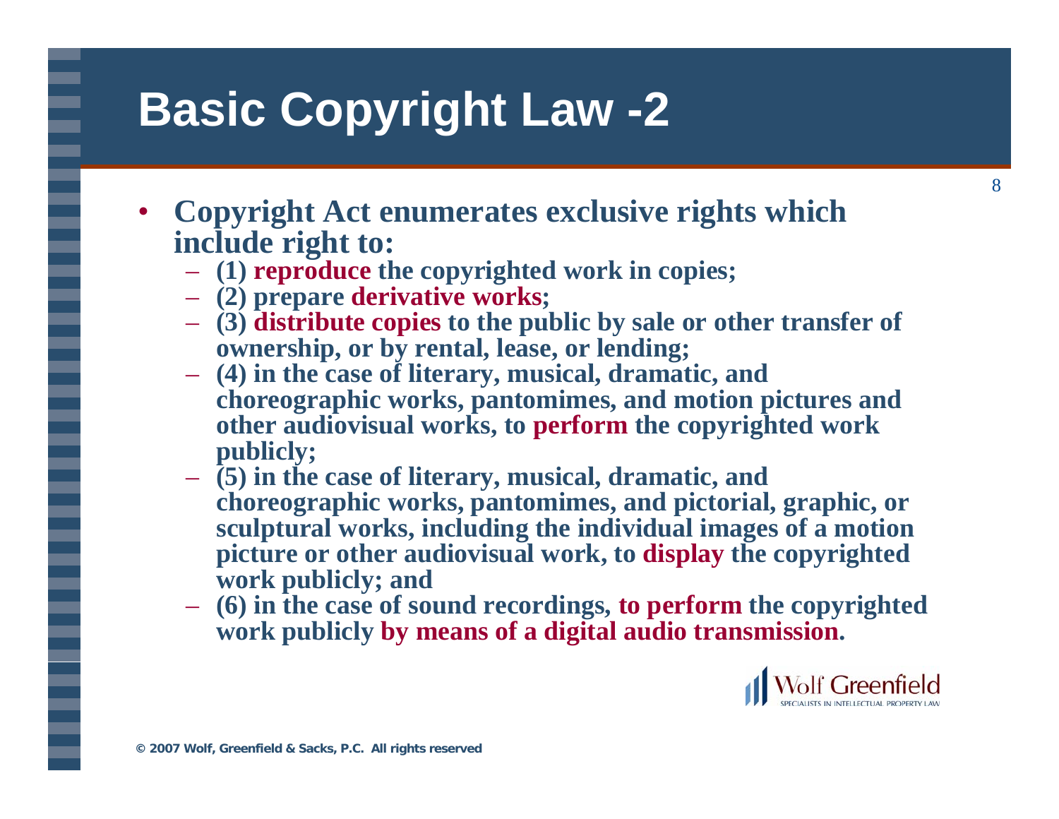# Basic Copyright Law -2

- **Copyright Act enumerates exclusive rights which include right to:**
  - **(1) reproduce the copyrighted work in copies;**
  - **(2) prepare derivative works;**
  - **(3) distribute copies to the public by sale or other transfer of ownership, or by rental, lease, or lending;**
  - **(4) in the case of literary, musical, dramatic, and choreographic works, pantomimes, and motion pictures and other audiovisual works, to perform the copyrighted work publicly;**
  - **(5) in the case of literary, musical, dramatic, and choreographic works, pantomimes, and pictorial, graphic, or sculptural works, including the individual images of a motion picture or other audiovisual work, to display the copyrighted work publicly; and**
  - **(6) in the case of sound recordings, to perform the copyrighted work publicly by means of a digital audio transmission.**

Wolf Greenfield
SPECIALISTS IN INTELLECTUAL PROPERTY LAW

© 2007 Wolf, Greenfield & Sacks, P.C. All rights reserved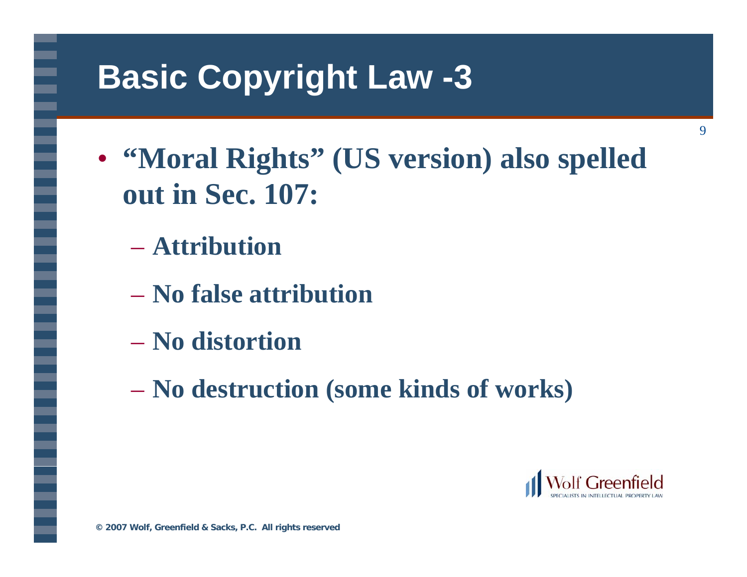# Basic Copyright Law -3

- **"Moral Rights" (US version) also spelled out in Sec. 107:**
  - **Attribution**
  - **No false attribution**
  - **No distortion**
  - **No destruction (some kinds of works)**

Wolf Greenfield
SPECIALISTS IN INTELLECTUAL PROPERTY LAW

**© 2007 Wolf, Greenfield & Sacks, P.C. All rights reserved**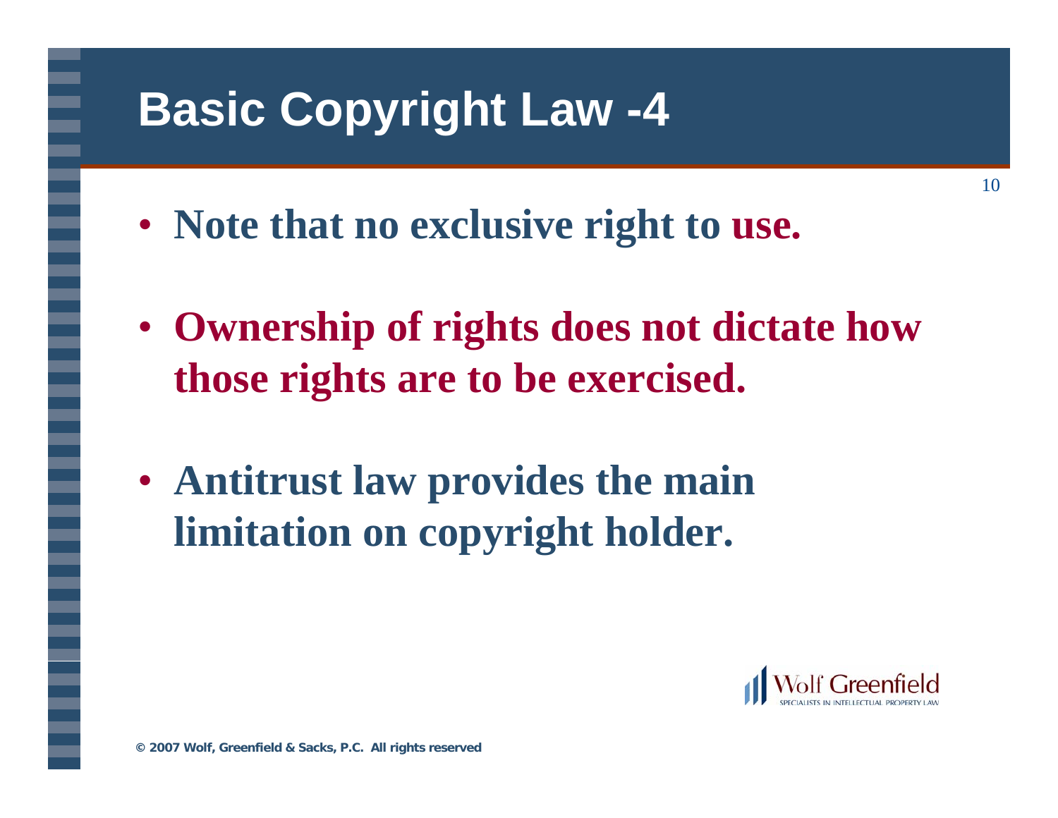# Basic Copyright Law -4

- **Note that no exclusive right to use.**
- **Ownership of rights does not dictate how those rights are to be exercised.**
- **Antitrust law provides the main limitation on copyright holder.**

Wolf Greenfield
SPECIALISTS IN INTELLECTUAL PROPERTY LAW

© 2007 Wolf, Greenfield & Sacks, P.C. All rights reserved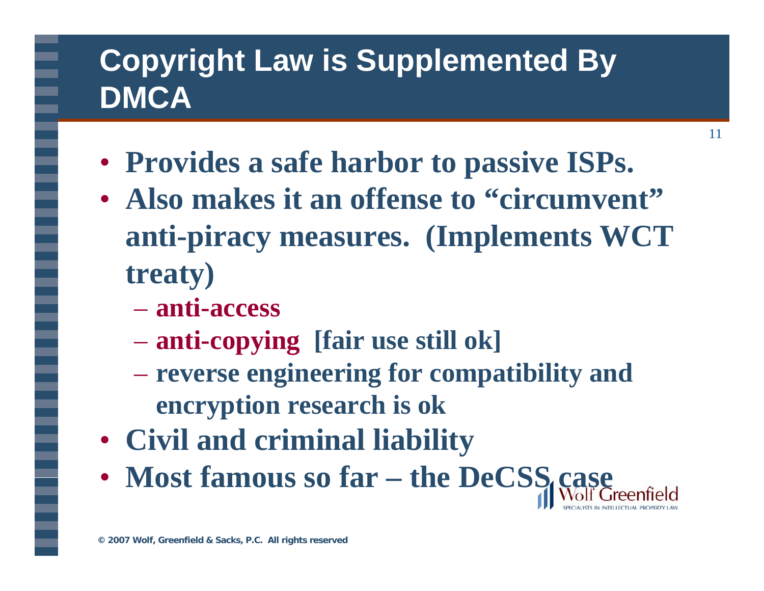# Copyright Law is Supplemented By DMCA

- **Provides a safe harbor to passive ISPs.**
- **Also makes it an offense to "circumvent" anti-piracy measures. (Implements WCT treaty)**
  - **anti-access**
  - **anti-copying [fair use still ok]**
  - **reverse engineering for compatibility and encryption research is ok**
- **Civil and criminal liability**
- **Most famous so far – the DeCSS case**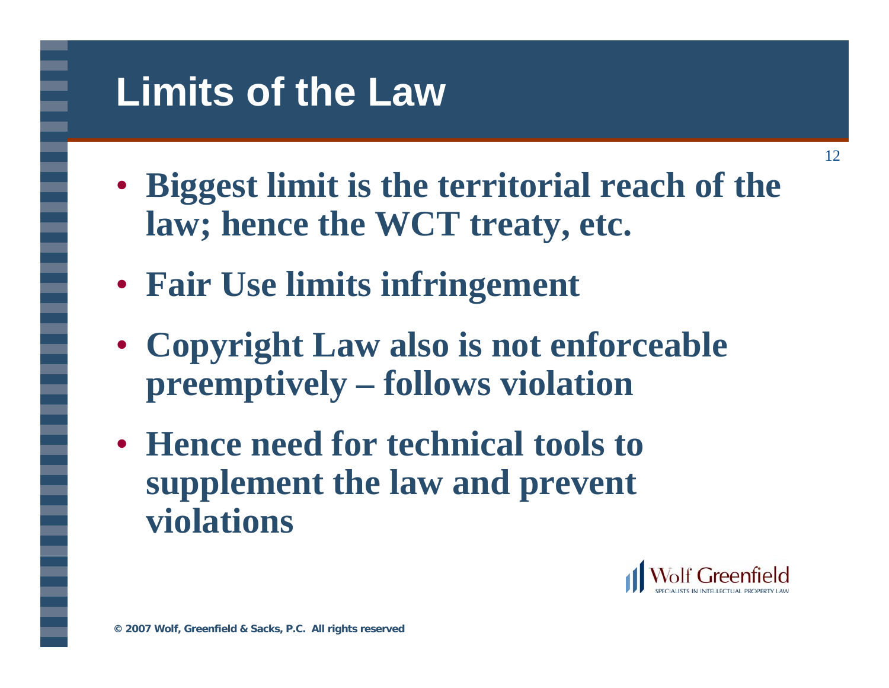# Limits of the Law

- **Biggest limit is the territorial reach of the law; hence the WCT treaty, etc.**
- **Fair Use limits infringement**
- **Copyright Law also is not enforceable preemptively – follows violation**
- **Hence need for technical tools to supplement the law and prevent violations**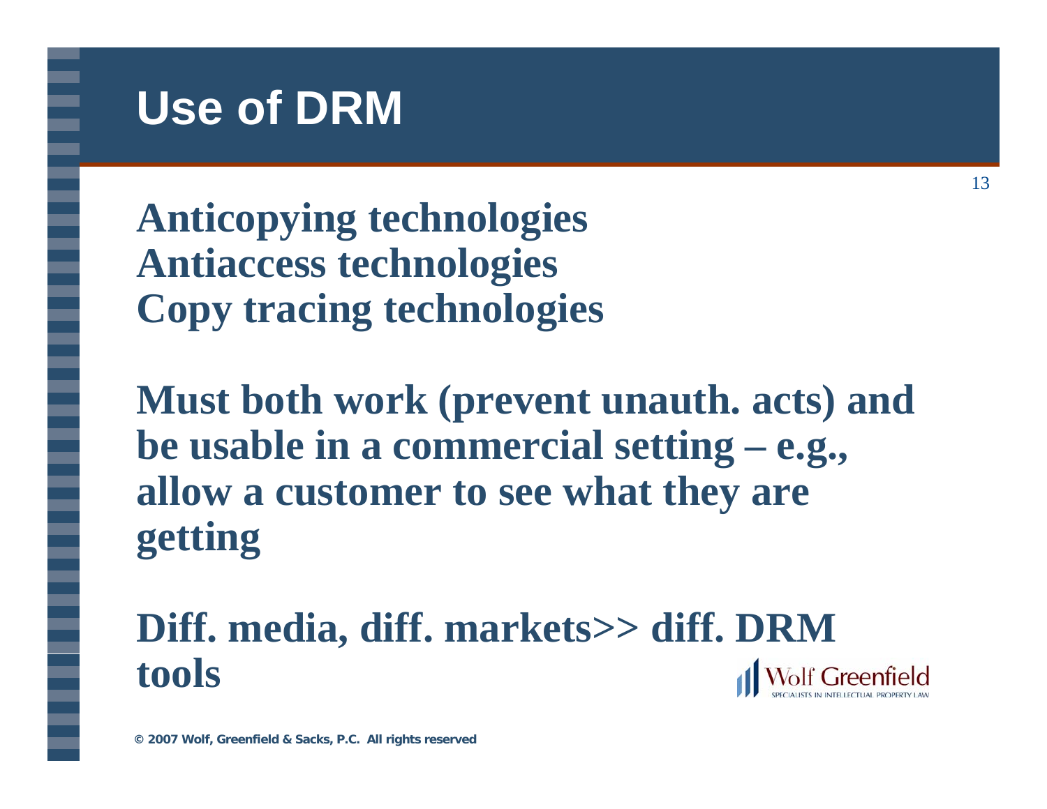# Use of DRM

**Anticopying technologies**
**Antiaccess technologies**
**Copy tracing technologies**

**Must both work (prevent unauth. acts) and be usable in a commercial setting – e.g., allow a customer to see what they are getting**

**Diff. media, diff. markets>> diff. DRM tools**

Wolf Greenfield
SPECIALISTS IN INTELLECTUAL PROPERTY LAW

© 2007 Wolf, Greenfield & Sacks, P.C. All rights reserved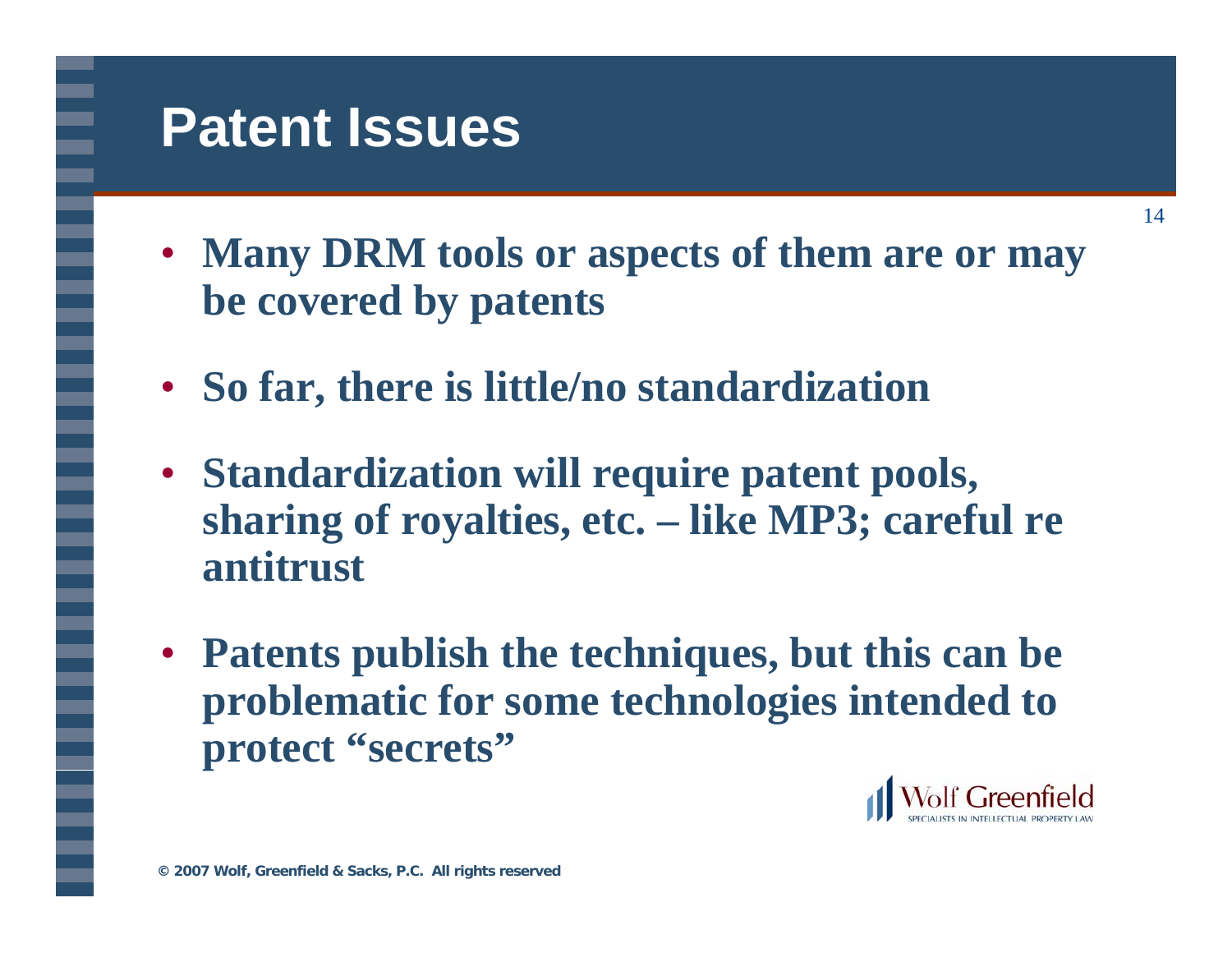# Patent Issues

- **Many DRM tools or aspects of them are or may be covered by patents**
- **So far, there is little/no standardization**
- **Standardization will require patent pools, sharing of royalties, etc. – like MP3; careful re antitrust**
- **Patents publish the techniques, but this can be problematic for some technologies intended to protect "secrets"**

Wolf Greenfield
SPECIALISTS IN INTELLECTUAL PROPERTY LAW

© 2007 Wolf, Greenfield & Sacks, P.C. All rights reserved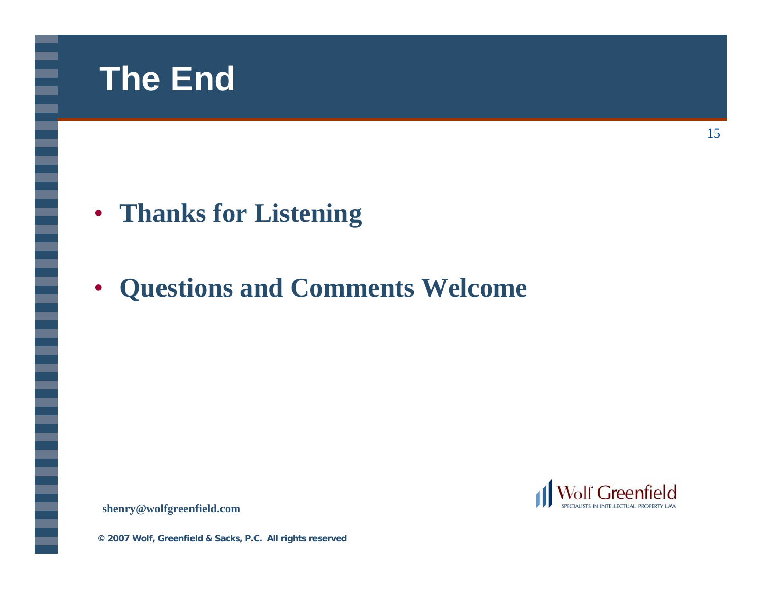# The End

- **Thanks for Listening**
- **Questions and Comments Welcome**

Wolf Greenfield
SPECIALISTS IN INTELLECTUAL PROPERTY LAW

**shenry@wolfgreenfield.com**

**© 2007 Wolf, Greenfield & Sacks, P.C. All rights reserved**